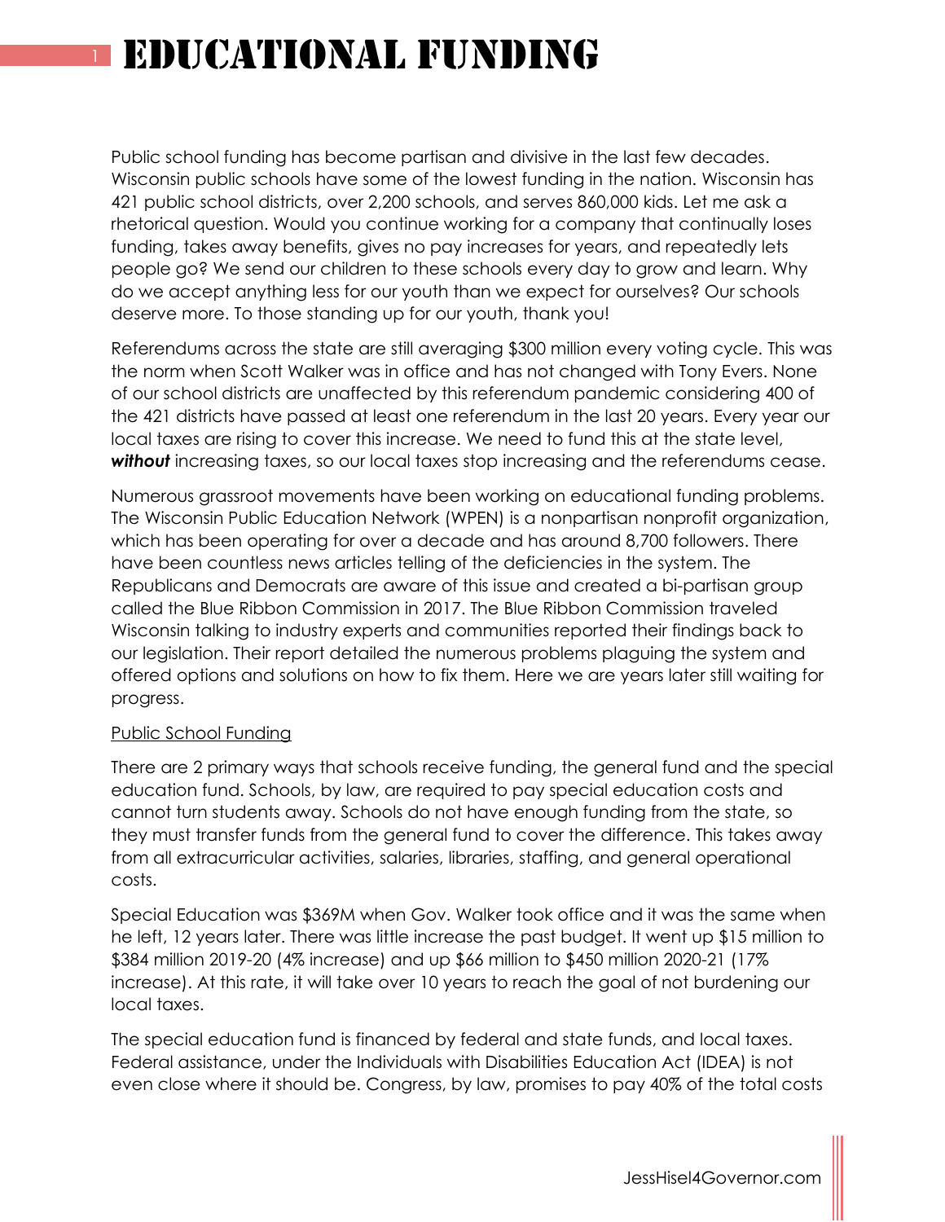# EDUCATIONAL FUNDING

Public school funding has become partisan and divisive in the last few decades. Wisconsin public schools have some of the lowest funding in the nation. Wisconsin has 421 public school districts, over 2,200 schools, and serves 860,000 kids. Let me ask a rhetorical question. Would you continue working for a company that continually loses funding, takes away benefits, gives no pay increases for years, and repeatedly lets people go? We send our children to these schools every day to grow and learn. Why do we accept anything less for our youth than we expect for ourselves? Our schools deserve more. To those standing up for our youth, thank you!

Referendums across the state are still averaging $300 million every voting cycle. This was the norm when Scott Walker was in office and has not changed with Tony Evers. None of our school districts are unaffected by this referendum pandemic considering 400 of the 421 districts have passed at least one referendum in the last 20 years. Every year our local taxes are rising to cover this increase. We need to fund this at the state level, ***without*** increasing taxes, so our local taxes stop increasing and the referendums cease.

Numerous grassroot movements have been working on educational funding problems. The Wisconsin Public Education Network (WPEN) is a nonpartisan nonprofit organization, which has been operating for over a decade and has around 8,700 followers. There have been countless news articles telling of the deficiencies in the system. The Republicans and Democrats are aware of this issue and created a bi-partisan group called the Blue Ribbon Commission in 2017. The Blue Ribbon Commission traveled Wisconsin talking to industry experts and communities reported their findings back to our legislation. Their report detailed the numerous problems plaguing the system and offered options and solutions on how to fix them. Here we are years later still waiting for progress.

<u>Public School Funding</u>

There are 2 primary ways that schools receive funding, the general fund and the special education fund. Schools, by law, are required to pay special education costs and cannot turn students away. Schools do not have enough funding from the state, so they must transfer funds from the general fund to cover the difference. This takes away from all extracurricular activities, salaries, libraries, staffing, and general operational costs.

Special Education was $369M when Gov. Walker took office and it was the same when he left, 12 years later. There was little increase the past budget. It went up $15 million to $384 million 2019-20 (4% increase) and up $66 million to $450 million 2020-21 (17% increase). At this rate, it will take over 10 years to reach the goal of not burdening our local taxes.

The special education fund is financed by federal and state funds, and local taxes. Federal assistance, under the Individuals with Disabilities Education Act (IDEA) is not even close where it should be. Congress, by law, promises to pay 40% of the total costs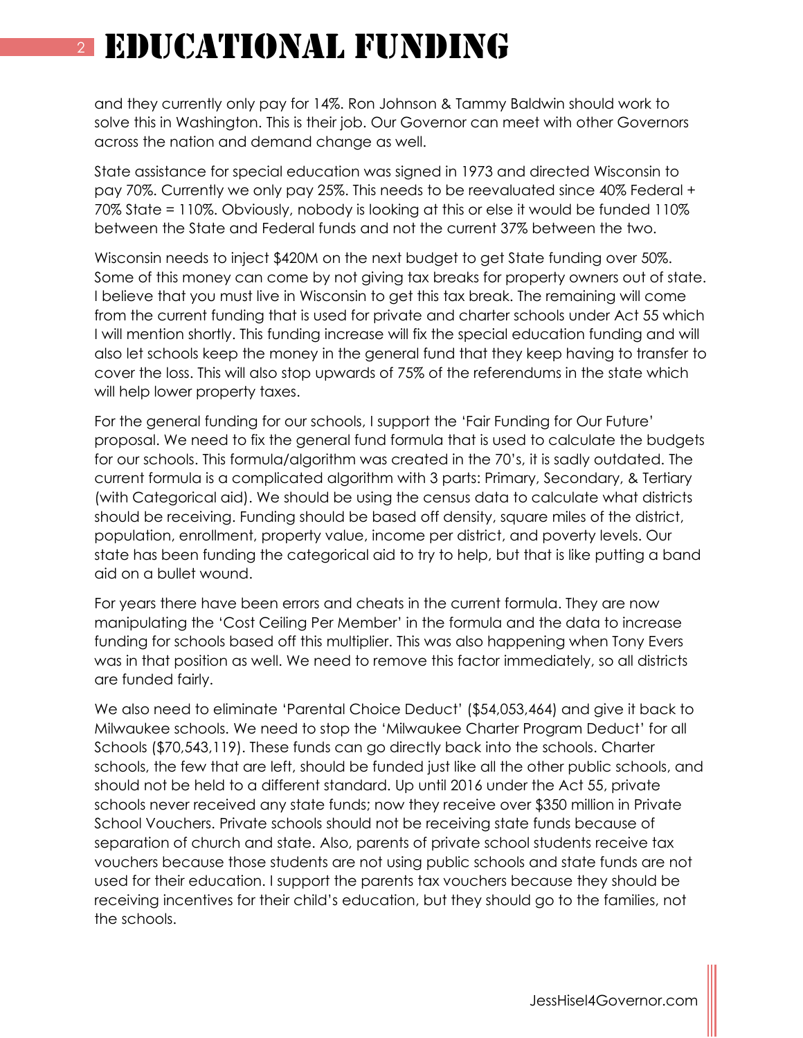# EDUCATIONAL FUNDING

and they currently only pay for 14%. Ron Johnson & Tammy Baldwin should work to solve this in Washington. This is their job. Our Governor can meet with other Governors across the nation and demand change as well.

State assistance for special education was signed in 1973 and directed Wisconsin to pay 70%. Currently we only pay 25%. This needs to be reevaluated since 40% Federal + 70% State = 110%. Obviously, nobody is looking at this or else it would be funded 110% between the State and Federal funds and not the current 37% between the two.

Wisconsin needs to inject $420M on the next budget to get State funding over 50%. Some of this money can come by not giving tax breaks for property owners out of state. I believe that you must live in Wisconsin to get this tax break. The remaining will come from the current funding that is used for private and charter schools under Act 55 which I will mention shortly. This funding increase will fix the special education funding and will also let schools keep the money in the general fund that they keep having to transfer to cover the loss. This will also stop upwards of 75% of the referendums in the state which will help lower property taxes.

For the general funding for our schools, I support the 'Fair Funding for Our Future' proposal. We need to fix the general fund formula that is used to calculate the budgets for our schools. This formula/algorithm was created in the 70's, it is sadly outdated. The current formula is a complicated algorithm with 3 parts: Primary, Secondary, & Tertiary (with Categorical aid). We should be using the census data to calculate what districts should be receiving. Funding should be based off density, square miles of the district, population, enrollment, property value, income per district, and poverty levels. Our state has been funding the categorical aid to try to help, but that is like putting a band aid on a bullet wound.

For years there have been errors and cheats in the current formula. They are now manipulating the 'Cost Ceiling Per Member' in the formula and the data to increase funding for schools based off this multiplier. This was also happening when Tony Evers was in that position as well. We need to remove this factor immediately, so all districts are funded fairly.

We also need to eliminate 'Parental Choice Deduct' ($54,053,464) and give it back to Milwaukee schools. We need to stop the 'Milwaukee Charter Program Deduct' for all Schools ($70,543,119). These funds can go directly back into the schools. Charter schools, the few that are left, should be funded just like all the other public schools, and should not be held to a different standard. Up until 2016 under the Act 55, private schools never received any state funds; now they receive over $350 million in Private School Vouchers. Private schools should not be receiving state funds because of separation of church and state. Also, parents of private school students receive tax vouchers because those students are not using public schools and state funds are not used for their education. I support the parents tax vouchers because they should be receiving incentives for their child's education, but they should go to the families, not the schools.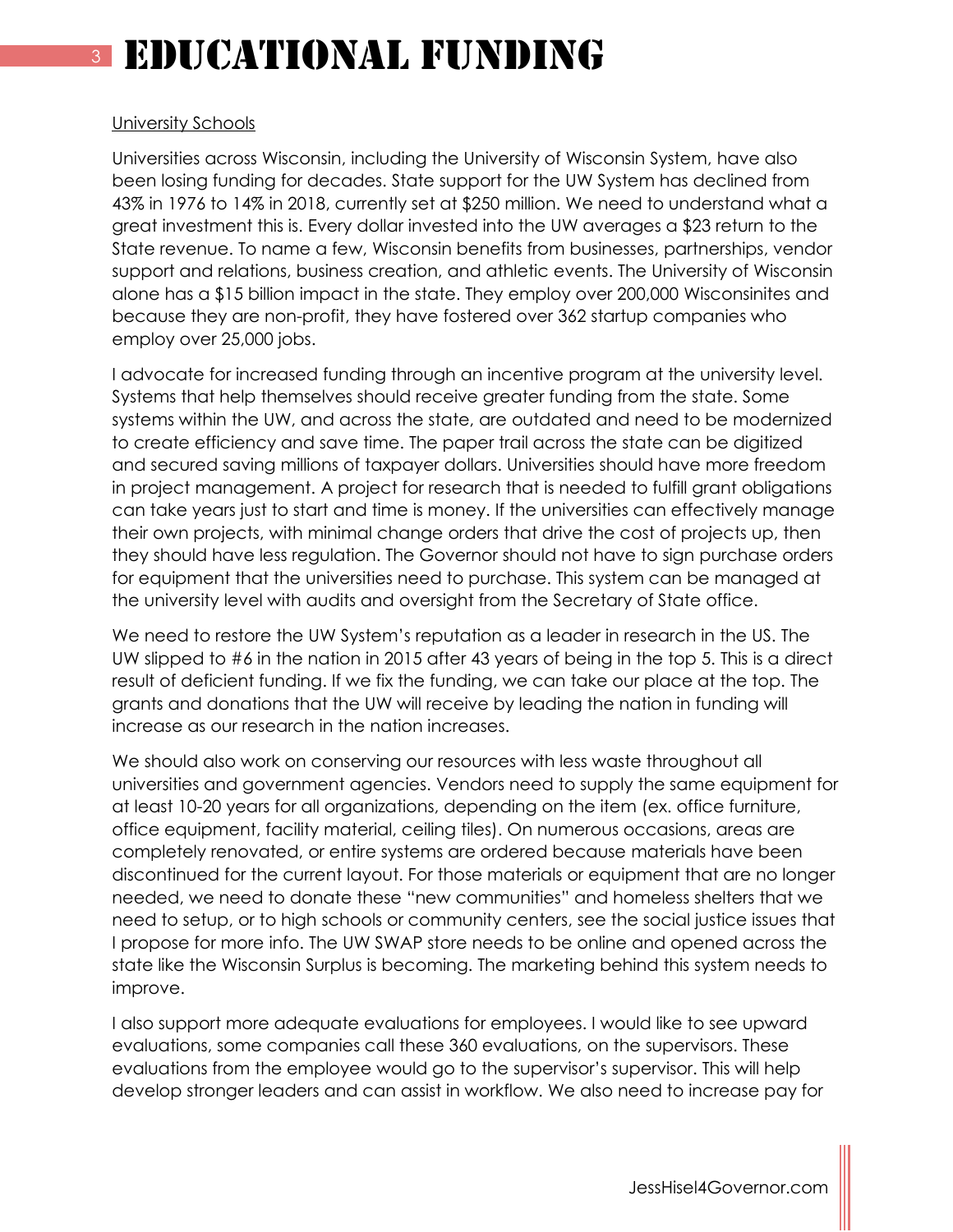# EDUCATIONAL FUNDING

University Schools

Universities across Wisconsin, including the University of Wisconsin System, have also been losing funding for decades. State support for the UW System has declined from 43% in 1976 to 14% in 2018, currently set at $250 million. We need to understand what a great investment this is. Every dollar invested into the UW averages a $23 return to the State revenue. To name a few, Wisconsin benefits from businesses, partnerships, vendor support and relations, business creation, and athletic events. The University of Wisconsin alone has a $15 billion impact in the state. They employ over 200,000 Wisconsinites and because they are non-profit, they have fostered over 362 startup companies who employ over 25,000 jobs.

I advocate for increased funding through an incentive program at the university level. Systems that help themselves should receive greater funding from the state. Some systems within the UW, and across the state, are outdated and need to be modernized to create efficiency and save time. The paper trail across the state can be digitized and secured saving millions of taxpayer dollars. Universities should have more freedom in project management. A project for research that is needed to fulfill grant obligations can take years just to start and time is money. If the universities can effectively manage their own projects, with minimal change orders that drive the cost of projects up, then they should have less regulation. The Governor should not have to sign purchase orders for equipment that the universities need to purchase. This system can be managed at the university level with audits and oversight from the Secretary of State office.

We need to restore the UW System's reputation as a leader in research in the US. The UW slipped to #6 in the nation in 2015 after 43 years of being in the top 5. This is a direct result of deficient funding. If we fix the funding, we can take our place at the top. The grants and donations that the UW will receive by leading the nation in funding will increase as our research in the nation increases.

We should also work on conserving our resources with less waste throughout all universities and government agencies. Vendors need to supply the same equipment for at least 10-20 years for all organizations, depending on the item (ex. office furniture, office equipment, facility material, ceiling tiles). On numerous occasions, areas are completely renovated, or entire systems are ordered because materials have been discontinued for the current layout. For those materials or equipment that are no longer needed, we need to donate these "new communities" and homeless shelters that we need to setup, or to high schools or community centers, see the social justice issues that I propose for more info. The UW SWAP store needs to be online and opened across the state like the Wisconsin Surplus is becoming. The marketing behind this system needs to improve.

I also support more adequate evaluations for employees. I would like to see upward evaluations, some companies call these 360 evaluations, on the supervisors. These evaluations from the employee would go to the supervisor's supervisor. This will help develop stronger leaders and can assist in workflow. We also need to increase pay for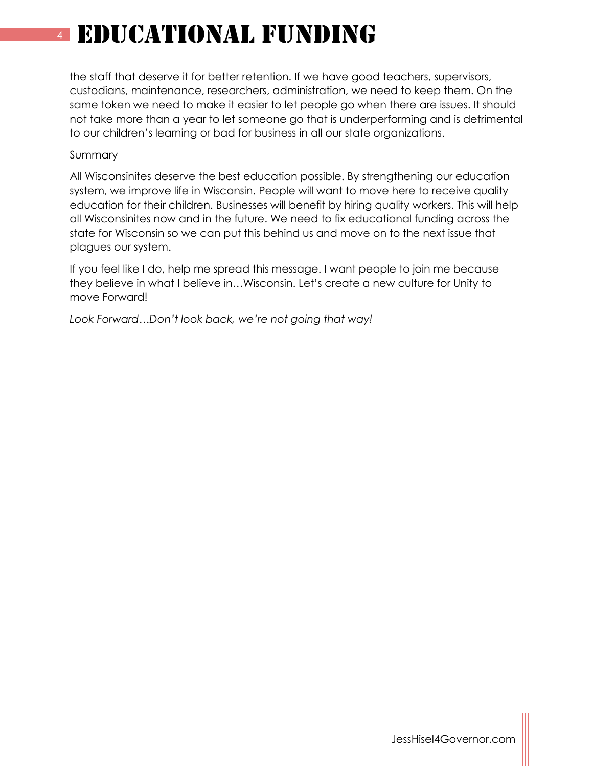the staff that deserve it for better retention. If we have good teachers, supervisors, custodians, maintenance, researchers, administration, we need to keep them. On the same token we need to make it easier to let people go when there are issues. It should not take more than a year to let someone go that is underperforming and is detrimental to our children's learning or bad for business in all our state organizations.

Summary

All Wisconsinites deserve the best education possible. By strengthening our education system, we improve life in Wisconsin. People will want to move here to receive quality education for their children. Businesses will benefit by hiring quality workers. This will help all Wisconsinites now and in the future. We need to fix educational funding across the state for Wisconsin so we can put this behind us and move on to the next issue that plagues our system.

If you feel like I do, help me spread this message. I want people to join me because they believe in what I believe in…Wisconsin. Let's create a new culture for Unity to move Forward!

*Look Forward…Don't look back, we're not going that way!*